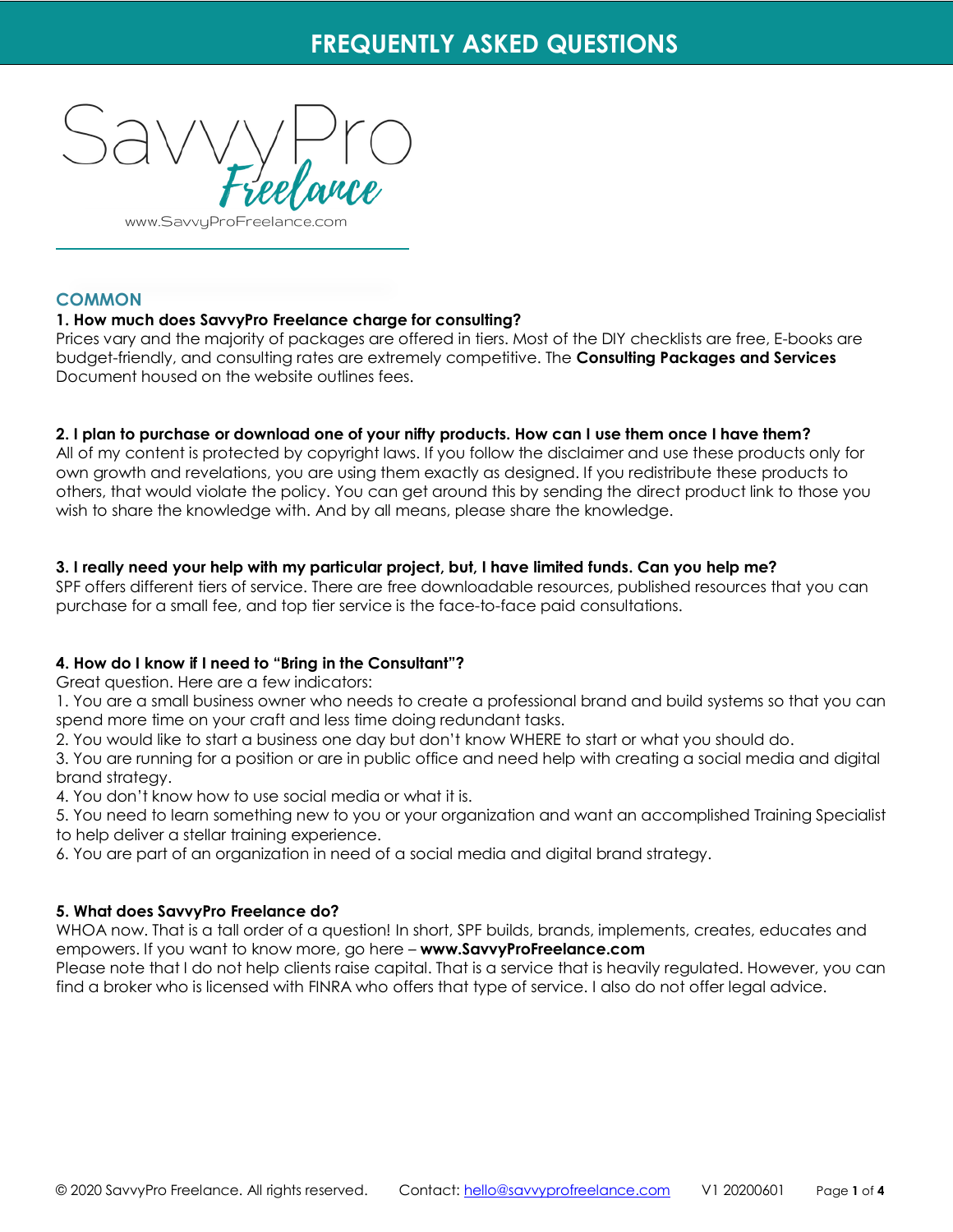# FREQUENTLY ASKED QUESTIONS

SavvyPro Freelance

www.SavvyProFreelance.com

## COMMON

**1. How much does SavvyPro Freelance charge for consulting?**

Prices vary and the majority of packages are offered in tiers. Most of the DIY checklists are free, E-books are budget-friendly, and consulting rates are extremely competitive. The **Consulting Packages and Services** Document housed on the website outlines fees.

**2. I plan to purchase or download one of your nifty products. How can I use them once I have them?**

All of my content is protected by copyright laws. If you follow the disclaimer and use these products only for own growth and revelations, you are using them exactly as designed. If you redistribute these products to others, that would violate the policy. You can get around this by sending the direct product link to those you wish to share the knowledge with. And by all means, please share the knowledge.

**3. I really need your help with my particular project, but, I have limited funds. Can you help me?**

SPF offers different tiers of service. There are free downloadable resources, published resources that you can purchase for a small fee, and top tier service is the face-to-face paid consultations.

**4. How do I know if I need to "Bring in the Consultant"?**

Great question. Here are a few indicators:

1. You are a small business owner who needs to create a professional brand and build systems so that you can spend more time on your craft and less time doing redundant tasks.
2. You would like to start a business one day but don't know WHERE to start or what you should do.
3. You are running for a position or are in public office and need help with creating a social media and digital brand strategy.
4. You don't know how to use social media or what it is.
5. You need to learn something new to you or your organization and want an accomplished Training Specialist to help deliver a stellar training experience.
6. You are part of an organization in need of a social media and digital brand strategy.

**5. What does SavvyPro Freelance do?**

WHOA now. That is a tall order of a question! In short, SPF builds, brands, implements, creates, educates and empowers. If you want to know more, go here – **www.SavvyProFreelance.com**

Please note that I do not help clients raise capital. That is a service that is heavily regulated. However, you can find a broker who is licensed with FINRA who offers that type of service. I also do not offer legal advice.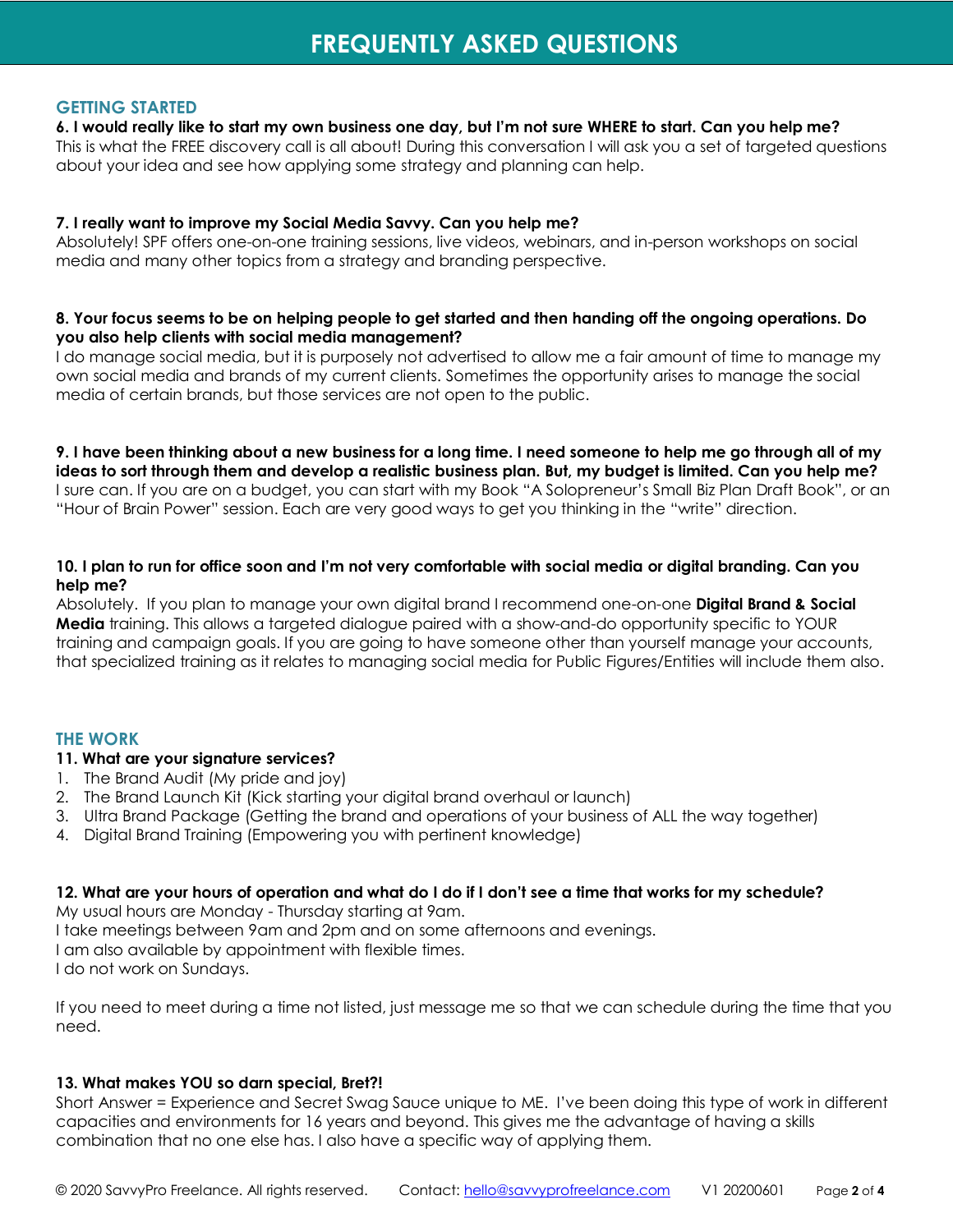# FREQUENTLY ASKED QUESTIONS

## GETTING STARTED

**6. I would really like to start my own business one day, but I'm not sure WHERE to start. Can you help me?**
This is what the FREE discovery call is all about! During this conversation I will ask you a set of targeted questions about your idea and see how applying some strategy and planning can help.

**7. I really want to improve my Social Media Savvy. Can you help me?**
Absolutely! SPF offers one-on-one training sessions, live videos, webinars, and in-person workshops on social media and many other topics from a strategy and branding perspective.

**8. Your focus seems to be on helping people to get started and then handing off the ongoing operations. Do you also help clients with social media management?**
I do manage social media, but it is purposely not advertised to allow me a fair amount of time to manage my own social media and brands of my current clients. Sometimes the opportunity arises to manage the social media of certain brands, but those services are not open to the public.

**9. I have been thinking about a new business for a long time. I need someone to help me go through all of my ideas to sort through them and develop a realistic business plan. But, my budget is limited. Can you help me?**
I sure can. If you are on a budget, you can start with my Book "A Solopreneur's Small Biz Plan Draft Book", or an "Hour of Brain Power" session. Each are very good ways to get you thinking in the "write" direction.

**10. I plan to run for office soon and I'm not very comfortable with social media or digital branding. Can you help me?**
Absolutely. If you plan to manage your own digital brand I recommend one-on-one **Digital Brand & Social Media** training. This allows a targeted dialogue paired with a show-and-do opportunity specific to YOUR training and campaign goals. If you are going to have someone other than yourself manage your accounts, that specialized training as it relates to managing social media for Public Figures/Entities will include them also.

## THE WORK

**11. What are your signature services?**

1. The Brand Audit (My pride and joy)
2. The Brand Launch Kit (Kick starting your digital brand overhaul or launch)
3. Ultra Brand Package (Getting the brand and operations of your business of ALL the way together)
4. Digital Brand Training (Empowering you with pertinent knowledge)

**12. What are your hours of operation and what do I do if I don't see a time that works for my schedule?**
My usual hours are Monday - Thursday starting at 9am.
I take meetings between 9am and 2pm and on some afternoons and evenings.
I am also available by appointment with flexible times.
I do not work on Sundays.

If you need to meet during a time not listed, just message me so that we can schedule during the time that you need.

**13. What makes YOU so darn special, Bret?!**
Short Answer = Experience and Secret Swag Sauce unique to ME. I've been doing this type of work in different capacities and environments for 16 years and beyond. This gives me the advantage of having a skills combination that no one else has. I also have a specific way of applying them.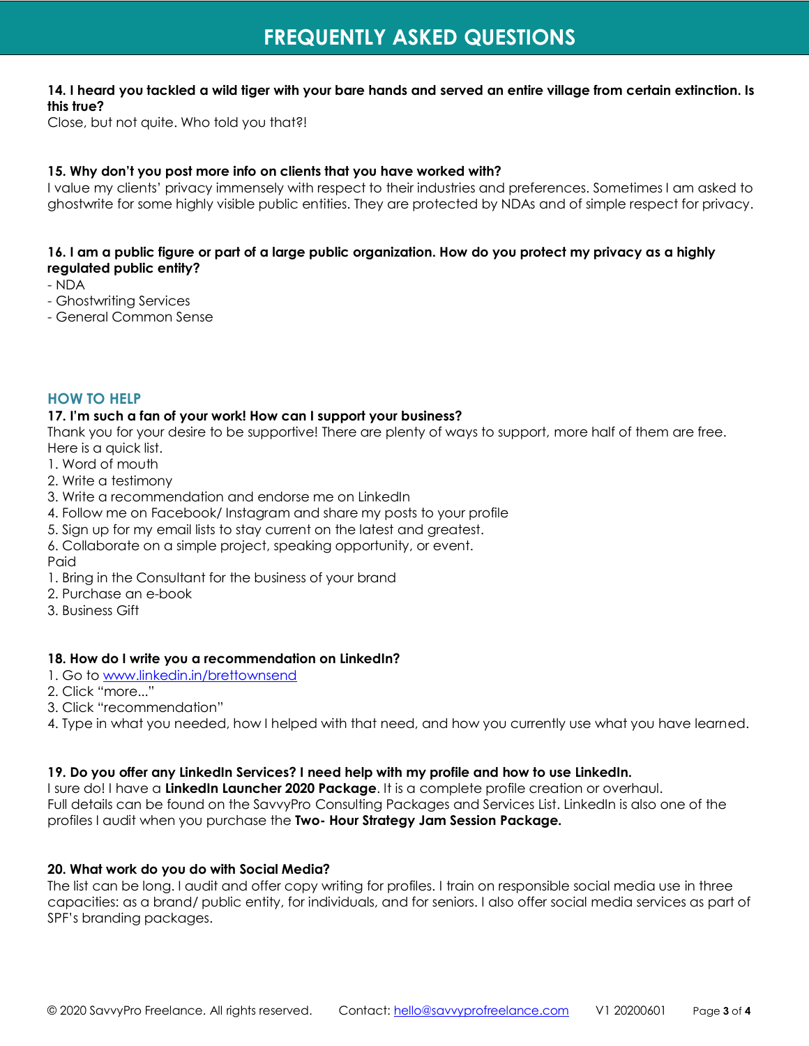# FREQUENTLY ASKED QUESTIONS

**14. I heard you tackled a wild tiger with your bare hands and served an entire village from certain extinction. Is this true?**
Close, but not quite. Who told you that?!

**15. Why don't you post more info on clients that you have worked with?**
I value my clients' privacy immensely with respect to their industries and preferences. Sometimes I am asked to ghostwrite for some highly visible public entities. They are protected by NDAs and of simple respect for privacy.

**16. I am a public figure or part of a large public organization. How do you protect my privacy as a highly regulated public entity?**
- NDA
- Ghostwriting Services
- General Common Sense

## HOW TO HELP

**17. I'm such a fan of your work! How can I support your business?**
Thank you for your desire to be supportive! There are plenty of ways to support, more half of them are free. Here is a quick list.
1. Word of mouth
2. Write a testimony
3. Write a recommendation and endorse me on LinkedIn
4. Follow me on Facebook/ Instagram and share my posts to your profile
5. Sign up for my email lists to stay current on the latest and greatest.
6. Collaborate on a simple project, speaking opportunity, or event.

Paid
1. Bring in the Consultant for the business of your brand
2. Purchase an e-book
3. Business Gift

**18. How do I write you a recommendation on LinkedIn?**
1. Go to [www.linkedin.in/brettownsend](www.linkedin.in/brettownsend)
2. Click "more..."
3. Click "recommendation"
4. Type in what you needed, how I helped with that need, and how you currently use what you have learned.

**19. Do you offer any LinkedIn Services? I need help with my profile and how to use LinkedIn.**
I sure do! I have a **LinkedIn Launcher 2020 Package**. It is a complete profile creation or overhaul.
Full details can be found on the SavvyPro Consulting Packages and Services List. LinkedIn is also one of the profiles I audit when you purchase the **Two- Hour Strategy Jam Session Package.**

**20. What work do you do with Social Media?**
The list can be long. I audit and offer copy writing for profiles. I train on responsible social media use in three capacities: as a brand/ public entity, for individuals, and for seniors. I also offer social media services as part of SPF's branding packages.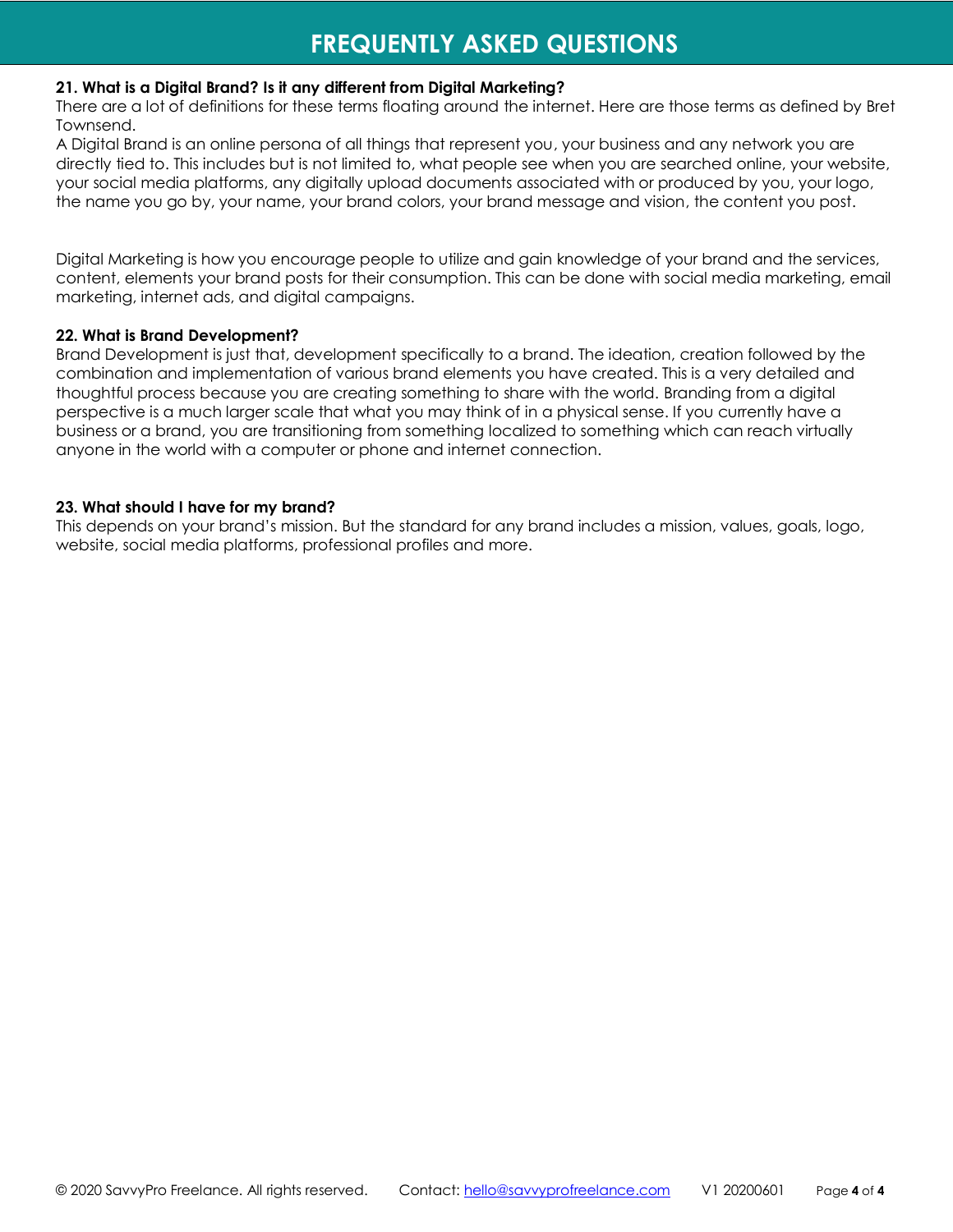# FREQUENTLY ASKED QUESTIONS

**21. What is a Digital Brand? Is it any different from Digital Marketing?**

There are a lot of definitions for these terms floating around the internet. Here are those terms as defined by Bret Townsend.

A Digital Brand is an online persona of all things that represent you, your business and any network you are directly tied to. This includes but is not limited to, what people see when you are searched online, your website, your social media platforms, any digitally upload documents associated with or produced by you, your logo, the name you go by, your name, your brand colors, your brand message and vision, the content you post.

Digital Marketing is how you encourage people to utilize and gain knowledge of your brand and the services, content, elements your brand posts for their consumption. This can be done with social media marketing, email marketing, internet ads, and digital campaigns.

**22. What is Brand Development?**

Brand Development is just that, development specifically to a brand. The ideation, creation followed by the combination and implementation of various brand elements you have created. This is a very detailed and thoughtful process because you are creating something to share with the world. Branding from a digital perspective is a much larger scale that what you may think of in a physical sense. If you currently have a business or a brand, you are transitioning from something localized to something which can reach virtually anyone in the world with a computer or phone and internet connection.

**23. What should I have for my brand?**

This depends on your brand's mission. But the standard for any brand includes a mission, values, goals, logo, website, social media platforms, professional profiles and more.